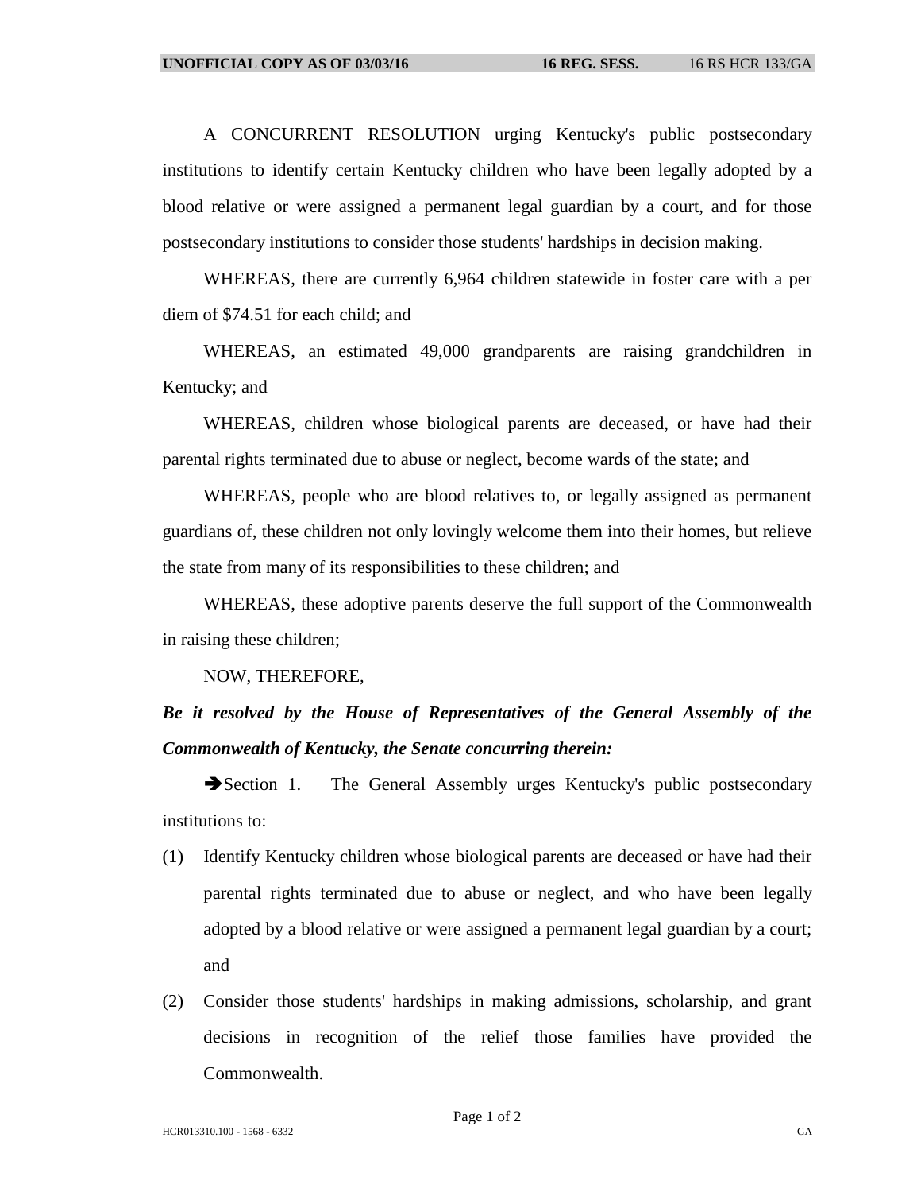A CONCURRENT RESOLUTION urging Kentucky's public postsecondary institutions to identify certain Kentucky children who have been legally adopted by a blood relative or were assigned a permanent legal guardian by a court, and for those postsecondary institutions to consider those students' hardships in decision making.

WHEREAS, there are currently 6,964 children statewide in foster care with a per diem of $74.51 for each child; and

WHEREAS, an estimated 49,000 grandparents are raising grandchildren in Kentucky; and

WHEREAS, children whose biological parents are deceased, or have had their parental rights terminated due to abuse or neglect, become wards of the state; and

WHEREAS, people who are blood relatives to, or legally assigned as permanent guardians of, these children not only lovingly welcome them into their homes, but relieve the state from many of its responsibilities to these children; and

WHEREAS, these adoptive parents deserve the full support of the Commonwealth in raising these children;

NOW, THEREFORE,

***Be it resolved by the House of Representatives of the General Assembly of the Commonwealth of Kentucky, the Senate concurring therein:***

➔Section 1. The General Assembly urges Kentucky's public postsecondary institutions to:

(1) Identify Kentucky children whose biological parents are deceased or have had their parental rights terminated due to abuse or neglect, and who have been legally adopted by a blood relative or were assigned a permanent legal guardian by a court; and

(2) Consider those students' hardships in making admissions, scholarship, and grant decisions in recognition of the relief those families have provided the Commonwealth.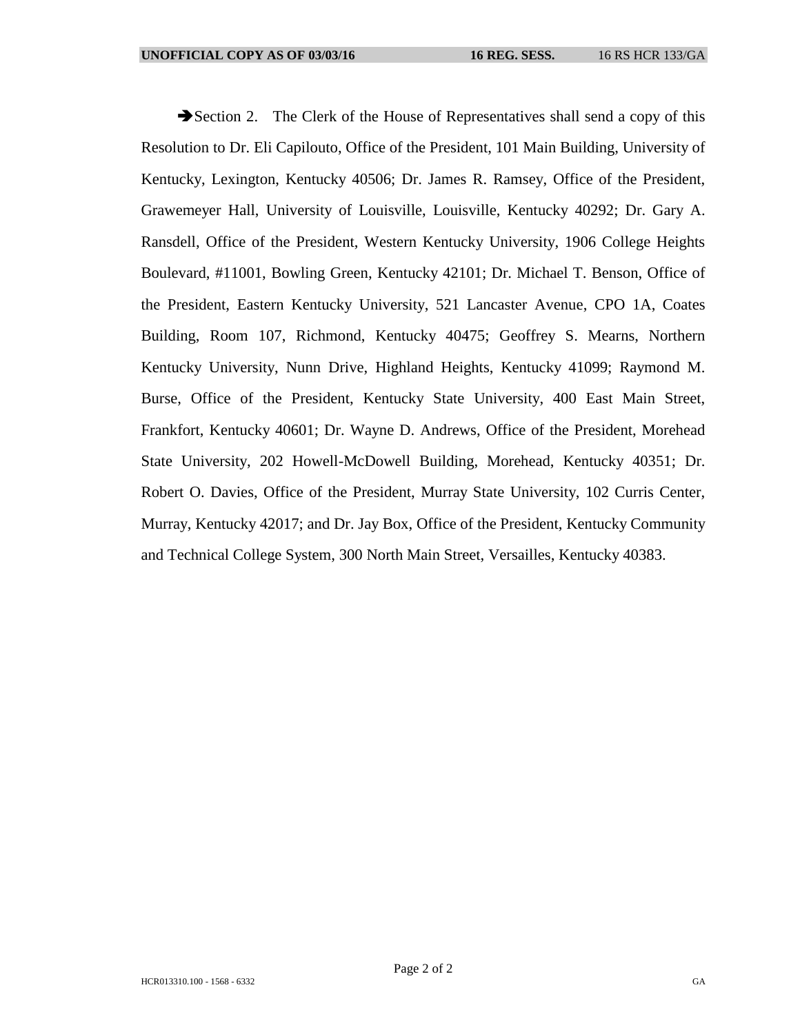➔Section 2. The Clerk of the House of Representatives shall send a copy of this Resolution to Dr. Eli Capilouto, Office of the President, 101 Main Building, University of Kentucky, Lexington, Kentucky 40506; Dr. James R. Ramsey, Office of the President, Grawemeyer Hall, University of Louisville, Louisville, Kentucky 40292; Dr. Gary A. Ransdell, Office of the President, Western Kentucky University, 1906 College Heights Boulevard, #11001, Bowling Green, Kentucky 42101; Dr. Michael T. Benson, Office of the President, Eastern Kentucky University, 521 Lancaster Avenue, CPO 1A, Coates Building, Room 107, Richmond, Kentucky 40475; Geoffrey S. Mearns, Northern Kentucky University, Nunn Drive, Highland Heights, Kentucky 41099; Raymond M. Burse, Office of the President, Kentucky State University, 400 East Main Street, Frankfort, Kentucky 40601; Dr. Wayne D. Andrews, Office of the President, Morehead State University, 202 Howell-McDowell Building, Morehead, Kentucky 40351; Dr. Robert O. Davies, Office of the President, Murray State University, 102 Curris Center, Murray, Kentucky 42017; and Dr. Jay Box, Office of the President, Kentucky Community and Technical College System, 300 North Main Street, Versailles, Kentucky 40383.